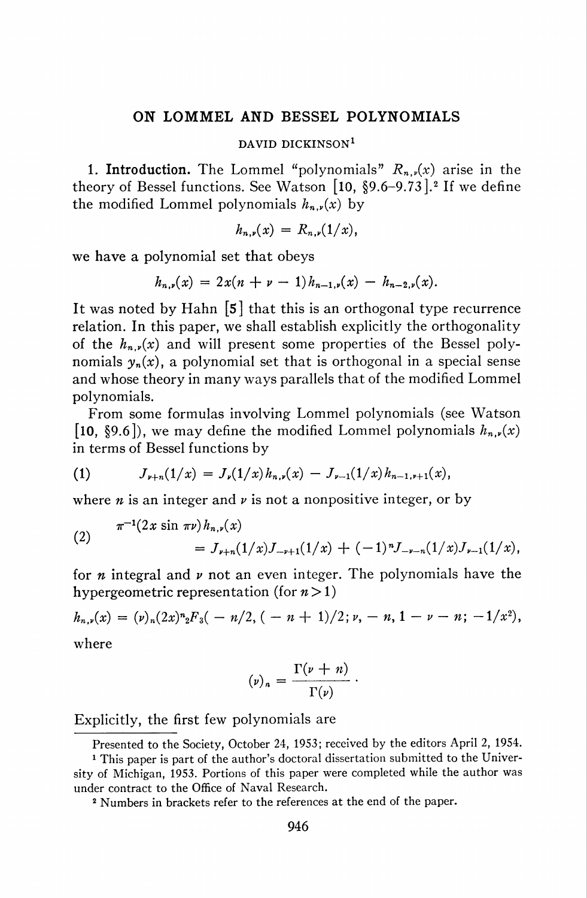# ON LOMMEL AND BESSEL POLYNOMIALS

DAVID DICKINSON[1]

**1. Introduction.** The Lommel "polynomials" $R_{n,\nu}(x)$ arise in the theory of Bessel functions. See Watson [10, §9.6–9.73].[2] If we define the modified Lommel polynomials $h_{n,\nu}(x)$ by

$$h_{n,\nu}(x) = R_{n,\nu}(1/x),$$

we have a polynomial set that obeys

$$h_{n,\nu}(x) = 2x(n + \nu - 1)h_{n-1,\nu}(x) - h_{n-2,\nu}(x).$$

It was noted by Hahn [5] that this is an orthogonal type recurrence relation. In this paper, we shall establish explicitly the orthogonality of the $h_{n,\nu}(x)$ and will present some properties of the Bessel polynomials $y_n(x)$, a polynomial set that is orthogonal in a special sense and whose theory in many ways parallels that of the modified Lommel polynomials.

From some formulas involving Lommel polynomials (see Watson [10, §9.6]), we may define the modified Lommel polynomials $h_{n,\nu}(x)$ in terms of Bessel functions by

$$J_{\nu+n}(1/x) = J_\nu(1/x)h_{n,\nu}(x) - J_{\nu-1}(1/x)h_{n-1,\nu+1}(x), \tag{1}$$

where $n$ is an integer and $\nu$ is not a nonpositive integer, or by

$$\pi^{-1}(2x \sin \pi\nu)h_{n,\nu}(x) = J_{\nu+n}(1/x)J_{-\nu+1}(1/x) + (-1)^n J_{-\nu-n}(1/x)J_{\nu-1}(1/x), \tag{2}$$

for $n$ integral and $\nu$ not an even integer. The polynomials have the hypergeometric representation (for $n > 1$)

$$h_{n,\nu}(x) = (\nu)_n(2x)^n {}_2F_3(-n/2, (-n+1)/2; \nu, -n, 1-\nu-n; -1/x^2),$$

where

$$(\nu)_n = \frac{\Gamma(\nu+n)}{\Gamma(\nu)}.$$

Explicitly, the first few polynomials are

---

Presented to the Society, October 24, 1953; received by the editors April 2, 1954.

[1] This paper is part of the author's doctoral dissertation submitted to the University of Michigan, 1953. Portions of this paper were completed while the author was under contract to the Office of Naval Research.

[2] Numbers in brackets refer to the references at the end of the paper.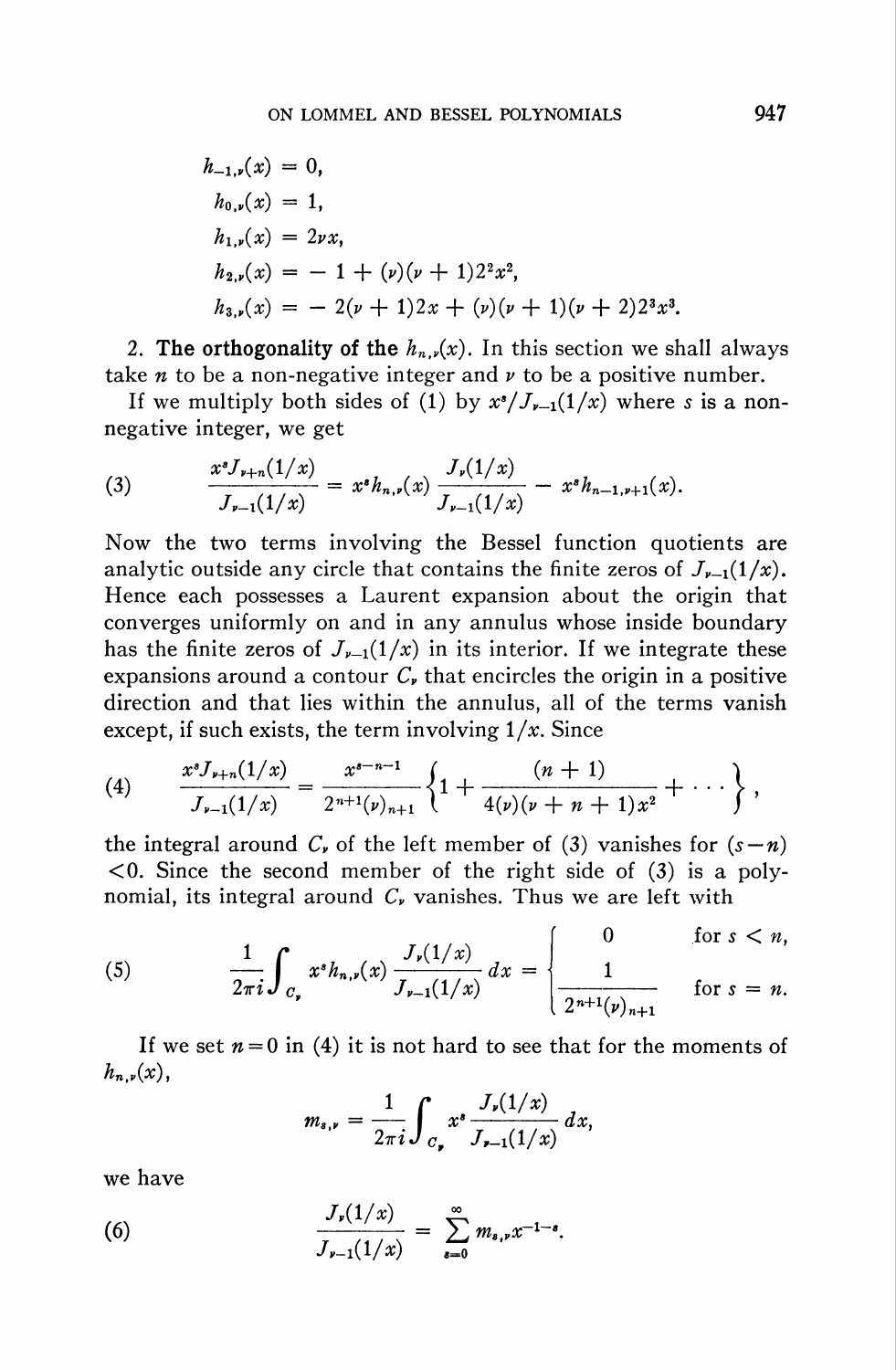$$
\begin{aligned}
h_{-1,\nu}(x) &= 0, \\
h_{0,\nu}(x) &= 1, \\
h_{1,\nu}(x) &= 2\nu x, \\
h_{2,\nu}(x) &= -1 + (\nu)(\nu+1)2^2x^2, \\
h_{3,\nu}(x) &= -2(\nu+1)2x + (\nu)(\nu+1)(\nu+2)2^3x^3.
\end{aligned}
$$

2. **The orthogonality of the $h_{n,\nu}(x)$.** In this section we shall always take $n$ to be a non-negative integer and $\nu$ to be a positive number.

If we multiply both sides of (1) by $x^s/J_{\nu-1}(1/x)$ where $s$ is a non-negative integer, we get

$$
\frac{x^s J_{\nu+n}(1/x)}{J_{\nu-1}(1/x)} = x^s h_{n,\nu}(x)\frac{J_\nu(1/x)}{J_{\nu-1}(1/x)} - x^s h_{n-1,\nu+1}(x). \tag{3}
$$

Now the two terms involving the Bessel function quotients are analytic outside any circle that contains the finite zeros of $J_{\nu-1}(1/x)$. Hence each possesses a Laurent expansion about the origin that converges uniformly on and in any annulus whose inside boundary has the finite zeros of $J_{\nu-1}(1/x)$ in its interior. If we integrate these expansions around a contour $C_\nu$ that encircles the origin in a positive direction and that lies within the annulus, all of the terms vanish except, if such exists, the term involving $1/x$. Since

$$
\frac{x^s J_{\nu+n}(1/x)}{J_{\nu-1}(1/x)} = \frac{x^{s-n-1}}{2^{n+1}(\nu)_{n+1}}\left\{1 + \frac{(n+1)}{4(\nu)(\nu+n+1)x^2} + \cdots\right\}, \tag{4}
$$

the integral around $C_\nu$ of the left member of (3) vanishes for $(s-n) < 0$. Since the second member of the right side of (3) is a polynomial, its integral around $C_\nu$ vanishes. Thus we are left with

$$
\frac{1}{2\pi i}\int_{C_\nu} x^s h_{n,\nu}(x)\frac{J_\nu(1/x)}{J_{\nu-1}(1/x)}\,dx = \begin{cases} 0 & \text{for } s < n, \\ \dfrac{1}{2^{n+1}(\nu)_{n+1}} & \text{for } s = n. \end{cases} \tag{5}
$$

If we set $n=0$ in (4) it is not hard to see that for the moments of $h_{n,\nu}(x)$,

$$
m_{s,\nu} = \frac{1}{2\pi i}\int_{C_\nu} x^s \frac{J_\nu(1/x)}{J_{\nu-1}(1/x)}\,dx,
$$

we have

$$
\frac{J_\nu(1/x)}{J_{\nu-1}(1/x)} = \sum_{s=0}^{\infty} m_{s,\nu}x^{-1-s}. \tag{6}
$$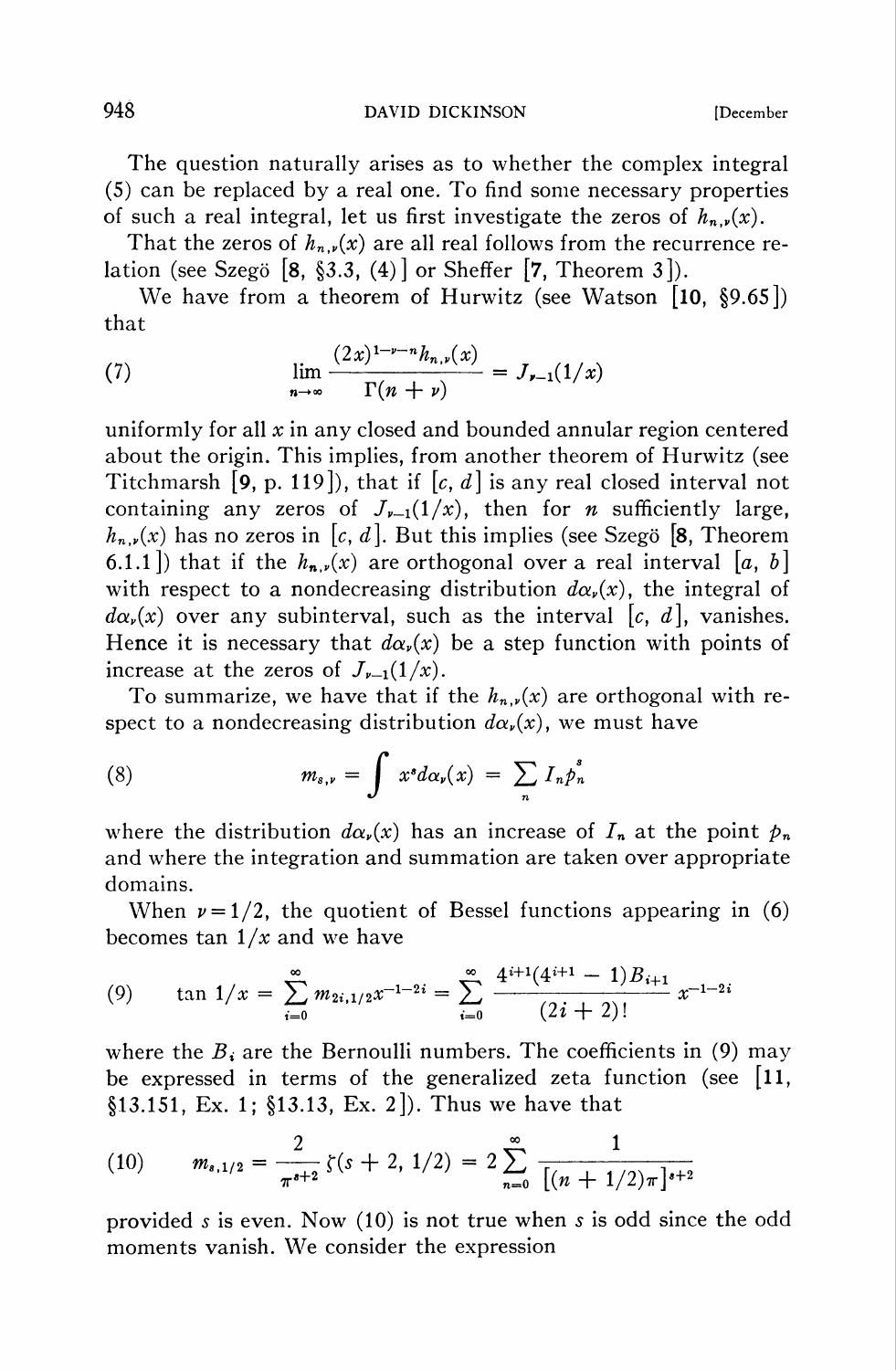The question naturally arises as to whether the complex integral (5) can be replaced by a real one. To find some necessary properties of such a real integral, let us first investigate the zeros of $h_{n,\nu}(x)$.

That the zeros of $h_{n,\nu}(x)$ are all real follows from the recurrence relation (see Szegö [8, §3.3, (4)] or Sheffer [7, Theorem 3]).

We have from a theorem of Hurwitz (see Watson [10, §9.65]) that

$$\lim_{n\to\infty} \frac{(2x)^{1-\nu-n}h_{n,\nu}(x)}{\Gamma(n+\nu)} = J_{\nu-1}(1/x) \tag{7}$$

uniformly for all $x$ in any closed and bounded annular region centered about the origin. This implies, from another theorem of Hurwitz (see Titchmarsh [9, p. 119]), that if $[c, d]$ is any real closed interval not containing any zeros of $J_{\nu-1}(1/x)$, then for $n$ sufficiently large, $h_{n,\nu}(x)$ has no zeros in $[c, d]$. But this implies (see Szegö [8, Theorem 6.1.1]) that if the $h_{n,\nu}(x)$ are orthogonal over a real interval $[a, b]$ with respect to a nondecreasing distribution $d\alpha_\nu(x)$, the integral of $d\alpha_\nu(x)$ over any subinterval, such as the interval $[c, d]$, vanishes. Hence it is necessary that $d\alpha_\nu(x)$ be a step function with points of increase at the zeros of $J_{\nu-1}(1/x)$.

To summarize, we have that if the $h_{n,\nu}(x)$ are orthogonal with respect to a nondecreasing distribution $d\alpha_\nu(x)$, we must have

$$m_{s,\nu} = \int x^s d\alpha_\nu(x) = \sum_n I_n p_n^s \tag{8}$$

where the distribution $d\alpha_\nu(x)$ has an increase of $I_n$ at the point $p_n$ and where the integration and summation are taken over appropriate domains.

When $\nu = 1/2$, the quotient of Bessel functions appearing in (6) becomes $\tan 1/x$ and we have

$$\tan 1/x = \sum_{i=0}^{\infty} m_{2i,1/2}x^{-1-2i} = \sum_{i=0}^{\infty} \frac{4^{i+1}(4^{i+1}-1)B_{i+1}}{(2i+2)!} x^{-1-2i} \tag{9}$$

where the $B_i$ are the Bernoulli numbers. The coefficients in (9) may be expressed in terms of the generalized zeta function (see [11, §13.151, Ex. 1; §13.13, Ex. 2]). Thus we have that

$$m_{s,1/2} = \frac{2}{\pi^{s+2}}\zeta(s+2, 1/2) = 2\sum_{n=0}^{\infty} \frac{1}{[(n+1/2)\pi]^{s+2}} \tag{10}$$

provided $s$ is even. Now (10) is not true when $s$ is odd since the odd moments vanish. We consider the expression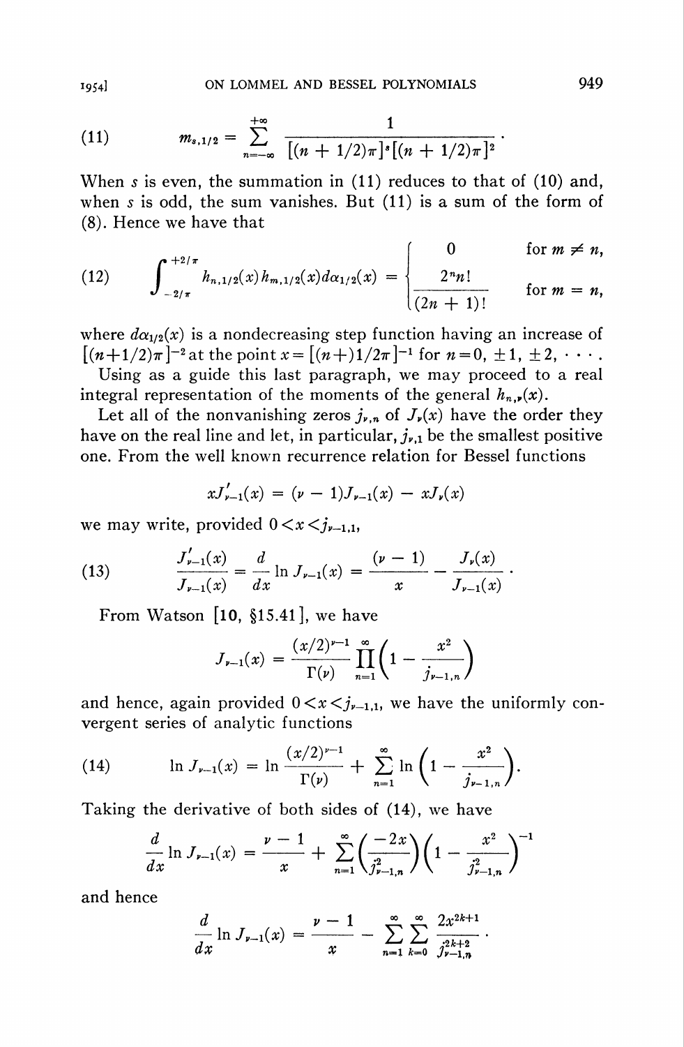$$(11) \qquad m_{s,1/2} = \sum_{n=-\infty}^{+\infty} \frac{1}{[(n+1/2)\pi]^s[(n+1/2)\pi]^2}.$$

When $s$ is even, the summation in (11) reduces to that of (10) and, when $s$ is odd, the sum vanishes. But (11) is a sum of the form of (8). Hence we have that

$$(12) \qquad \int_{-2/\pi}^{+2/\pi} h_{n,1/2}(x)h_{m,1/2}(x)d\alpha_{1/2}(x) = \begin{cases} 0 & \text{for } m \neq n, \\ \dfrac{2^n n!}{(2n+1)!} & \text{for } m = n, \end{cases}$$

where $d\alpha_{1/2}(x)$ is a nondecreasing step function having an increase of $[(n+1/2)\pi]^{-2}$ at the point $x = [(n+)1/2\pi]^{-1}$ for $n = 0, \pm 1, \pm 2, \cdots$.

Using as a guide this last paragraph, we may proceed to a real integral representation of the moments of the general $h_{n,\nu}(x)$.

Let all of the nonvanishing zeros $j_{\nu,n}$ of $J_\nu(x)$ have the order they have on the real line and let, in particular, $j_{\nu,1}$ be the smallest positive one. From the well known recurrence relation for Bessel functions

$$xJ'_{\nu-1}(x) = (\nu - 1)J_{\nu-1}(x) - xJ_\nu(x)$$

we may write, provided $0 < x < j_{\nu-1,1}$,

$$(13) \qquad \frac{J'_{\nu-1}(x)}{J_{\nu-1}(x)} = \frac{d}{dx}\ln J_{\nu-1}(x) = \frac{(\nu-1)}{x} - \frac{J_\nu(x)}{J_{\nu-1}(x)}.$$

From Watson [10, §15.41], we have

$$J_{\nu-1}(x) = \frac{(x/2)^{\nu-1}}{\Gamma(\nu)} \prod_{n=1}^{\infty}\left(1 - \frac{x^2}{j_{\nu-1,n}}\right)$$

and hence, again provided $0 < x < j_{\nu-1,1}$, we have the uniformly convergent series of analytic functions

$$(14) \qquad \ln J_{\nu-1}(x) = \ln \frac{(x/2)^{\nu-1}}{\Gamma(\nu)} + \sum_{n=1}^{\infty} \ln\left(1 - \frac{x^2}{j_{\nu-1,n}}\right).$$

Taking the derivative of both sides of (14), we have

$$\frac{d}{dx}\ln J_{\nu-1}(x) = \frac{\nu-1}{x} + \sum_{n=1}^{\infty}\left(\frac{-2x}{j^2_{\nu-1,n}}\right)\left(1 - \frac{x^2}{j^2_{\nu-1,n}}\right)^{-1}$$

and hence

$$\frac{d}{dx}\ln J_{\nu-1}(x) = \frac{\nu-1}{x} - \sum_{n=1}^{\infty}\sum_{k=0}^{\infty} \frac{2x^{2k+1}}{j^{2k+2}_{\nu-1,n}}.$$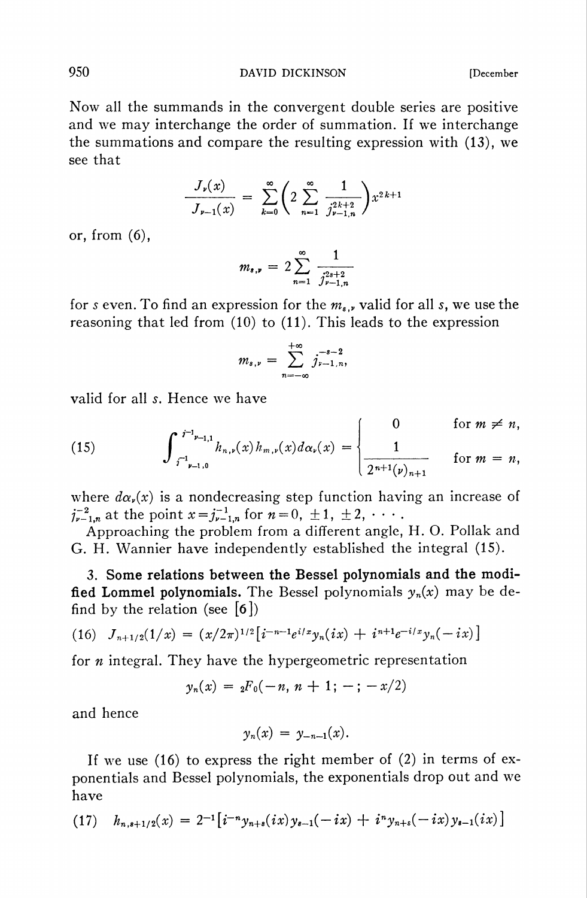Now all the summands in the convergent double series are positive and we may interchange the order of summation. If we interchange the summations and compare the resulting expression with (13), we see that

$$\frac{J_\nu(x)}{J_{\nu-1}(x)} = \sum_{k=0}^{\infty}\left(2\sum_{n=1}^{\infty}\frac{1}{j_{\nu-1,n}^{2k+2}}\right)x^{2k+1}$$

or, from (6),

$$m_{s,\nu} = 2\sum_{n=1}^{\infty}\frac{1}{j_{\nu-1,n}^{2s+2}}$$

for $s$ even. To find an expression for the $m_{s,\nu}$ valid for all $s$, we use the reasoning that led from (10) to (11). This leads to the expression

$$m_{s,\nu} = \sum_{n=-\infty}^{+\infty} j_{\nu-1,n}^{-s-2},$$

valid for all $s$. Hence we have

$$\int_{j^{-1}_{\nu-1,0}}^{j^{-1}_{\nu-1,1}} h_{n,\nu}(x)h_{m,\nu}(x)d\alpha_\nu(x) = \begin{cases} 0 & \text{for } m \neq n, \\ \dfrac{1}{2^{n+1}(\nu)_{n+1}} & \text{for } m = n, \end{cases} \tag{15}$$

where $d\alpha_\nu(x)$ is a nondecreasing step function having an increase of $j_{\nu-1,n}^{-2}$ at the point $x = j_{\nu-1,n}^{-1}$ for $n = 0, \pm 1, \pm 2, \cdots$.

Approaching the problem from a different angle, H. O. Pollak and G. H. Wannier have independently established the integral (15).

## 3. Some relations between the Bessel polynomials and the modified Lommel polynomials.

The Bessel polynomials $y_n(x)$ may be defind by the relation (see [6])

$$J_{n+1/2}(1/x) = (x/2\pi)^{1/2}\left[i^{-n-1}e^{i/x}y_n(ix) + i^{n+1}e^{-i/x}y_n(-ix)\right] \tag{16}$$

for $n$ integral. They have the hypergeometric representation

$$y_n(x) = {}_2F_0(-n, n+1; -; -x/2)$$

and hence

$$y_n(x) = y_{-n-1}(x).$$

If we use (16) to express the right member of (2) in terms of exponentials and Bessel polynomials, the exponentials drop out and we have

$$h_{n,s+1/2}(x) = 2^{-1}\left[i^{-n}y_{n+s}(ix)y_{s-1}(-ix) + i^n y_{n+s}(-ix)y_{s-1}(ix)\right] \tag{17}$$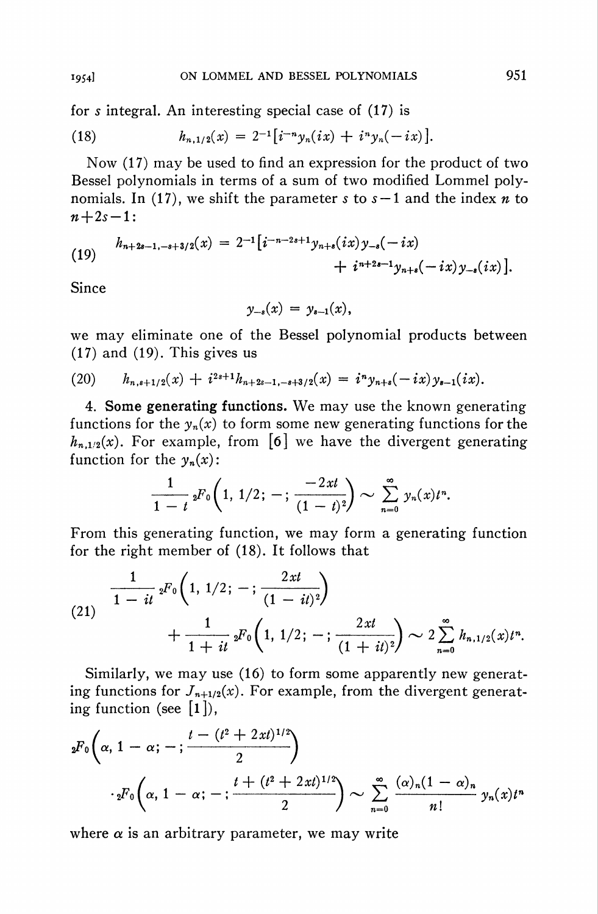for $s$ integral. An interesting special case of (17) is

$$h_{n,1/2}(x) = 2^{-1}[i^{-n}y_n(ix) + i^n y_n(-ix)]. \tag{18}$$

Now (17) may be used to find an expression for the product of two Bessel polynomials in terms of a sum of two modified Lommel polynomials. In (17), we shift the parameter $s$ to $s-1$ and the index $n$ to $n+2s-1$:

$$\begin{aligned} h_{n+2s-1,-s+3/2}(x) = 2^{-1}[&i^{-n-2s+1}y_{n+s}(ix)y_{-s}(-ix) \\ &+ i^{n+2s-1}y_{n+s}(-ix)y_{-s}(ix)]. \end{aligned} \tag{19}$$

Since

$$y_{-s}(x) = y_{s-1}(x),$$

we may eliminate one of the Bessel polynomial products between (17) and (19). This gives us

$$h_{n,s+1/2}(x) + i^{2s+1}h_{n+2s-1,-s+3/2}(x) = i^n y_{n+s}(-ix)y_{s-1}(ix). \tag{20}$$

**4. Some generating functions.** We may use the known generating functions for the $y_n(x)$ to form some new generating functions for the $h_{n,1/2}(x)$. For example, from [6] we have the divergent generating function for the $y_n(x)$:

$$\frac{1}{1-t}\,{}_2F_0\left(1, 1/2; -; \frac{-2xt}{(1-t)^2}\right) \sim \sum_{n=0}^{\infty} y_n(x)t^n.$$

From this generating function, we may form a generating function for the right member of (18). It follows that

$$\begin{aligned} &\frac{1}{1-it}\,{}_2F_0\left(1, 1/2; -; \frac{2xt}{(1-it)^2}\right) \\ &\qquad + \frac{1}{1+it}\,{}_2F_0\left(1, 1/2; -; \frac{2xt}{(1+it)^2}\right) \sim 2\sum_{n=0}^{\infty} h_{n,1/2}(x)t^n. \end{aligned} \tag{21}$$

Similarly, we may use (16) to form some apparently new generating functions for $J_{n+1/2}(x)$. For example, from the divergent generating function (see [1]),

$$\begin{aligned} &{}_2F_0\left(\alpha, 1-\alpha; -; \frac{t-(t^2+2xt)^{1/2}}{2}\right) \\ &\qquad \cdot {}_2F_0\left(\alpha, 1-\alpha; -; \frac{t+(t^2+2xt)^{1/2}}{2}\right) \sim \sum_{n=0}^{\infty} \frac{(\alpha)_n(1-\alpha)_n}{n!} y_n(x)t^n \end{aligned}$$

where $\alpha$ is an arbitrary parameter, we may write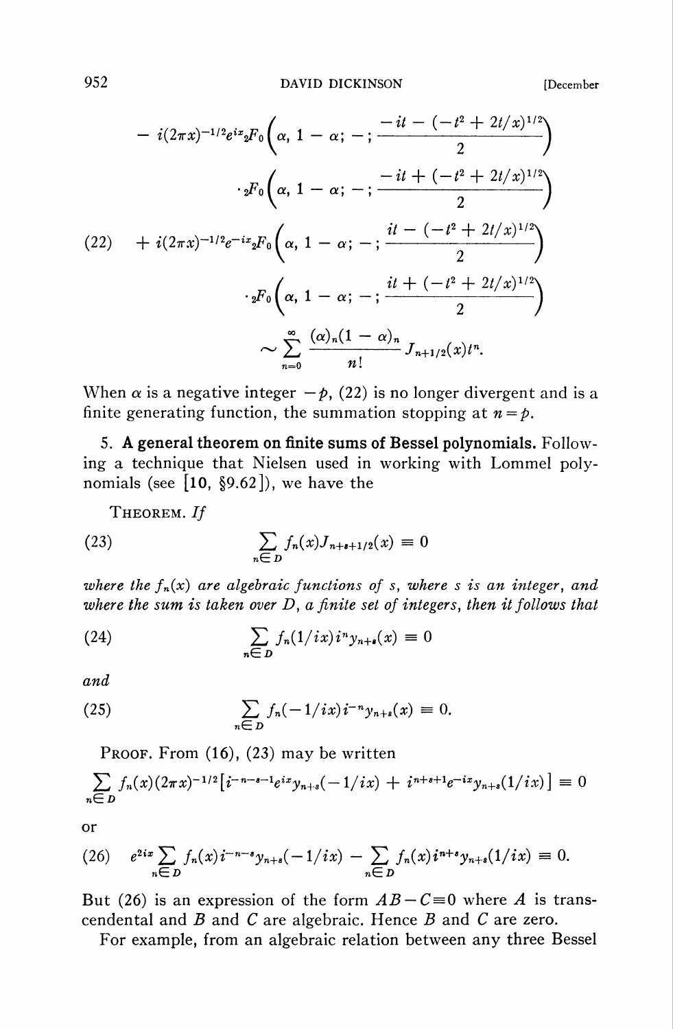$$
\begin{aligned}
&- i(2\pi x)^{-1/2} e^{ix} {}_2F_0\left(\alpha, 1-\alpha; -; \frac{-it - (-t^2 + 2t/x)^{1/2}}{2}\right) \\
&\qquad \cdot {}_2F_0\left(\alpha, 1-\alpha; -; \frac{-it + (-t^2 + 2t/x)^{1/2}}{2}\right) \\
(22) \quad &+ i(2\pi x)^{-1/2} e^{-ix} {}_2F_0\left(\alpha, 1-\alpha; -; \frac{it - (-t^2 + 2t/x)^{1/2}}{2}\right) \\
&\qquad \cdot {}_2F_0\left(\alpha, 1-\alpha; -; \frac{it + (-t^2 + 2t/x)^{1/2}}{2}\right) \\
&\qquad \sim \sum_{n=0}^{\infty} \frac{(\alpha)_n (1-\alpha)_n}{n!} J_{n+1/2}(x) t^n.
\end{aligned}
$$

When $\alpha$ is a negative integer $-p$, (22) is no longer divergent and is a finite generating function, the summation stopping at $n = p$.

**5. A general theorem on finite sums of Bessel polynomials.** Following a technique that Nielsen used in working with Lommel polynomials (see [10, §9.62]), we have the

THEOREM. *If*

$$
(23) \qquad \sum_{n \in D} f_n(x) J_{n+s+1/2}(x) \equiv 0
$$

*where the $f_n(x)$ are algebraic functions of $s$, where $s$ is an integer, and where the sum is taken over $D$, a finite set of integers, then it follows that*

$$
(24) \qquad \sum_{n \in D} f_n(1/ix) i^n y_{n+s}(x) \equiv 0
$$

*and*

$$
(25) \qquad \sum_{n \in D} f_n(-1/ix) i^{-n} y_{n+s}(x) \equiv 0.
$$

PROOF. From (16), (23) may be written

$$
\sum_{n \in D} f_n(x) (2\pi x)^{-1/2} \left[ i^{-n-s-1} e^{ix} y_{n+s}(-1/ix) + i^{n+s+1} e^{-ix} y_{n+s}(1/ix) \right] \equiv 0
$$

or

$$
(26) \qquad e^{2ix} \sum_{n \in D} f_n(x) i^{-n-s} y_{n+s}(-1/ix) - \sum_{n \in D} f_n(x) i^{n+s} y_{n+s}(1/ix) \equiv 0.
$$

But (26) is an expression of the form $AB - C \equiv 0$ where $A$ is transcendental and $B$ and $C$ are algebraic. Hence $B$ and $C$ are zero.

For example, from an algebraic relation between any three Bessel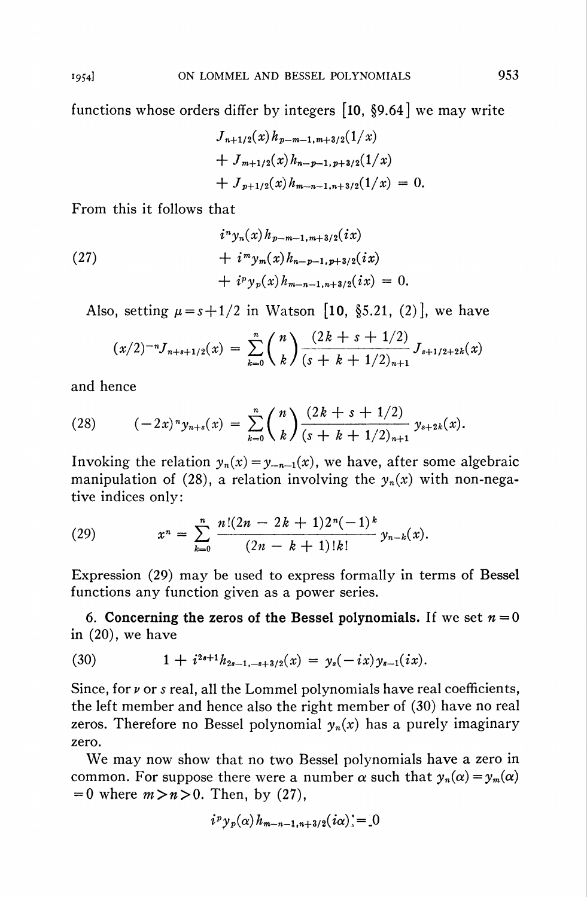functions whose orders differ by integers [10, §9.64] we may write

$$
\begin{aligned}
&J_{n+1/2}(x)h_{p-m-1,m+3/2}(1/x) \\
&+ J_{m+1/2}(x)h_{n-p-1,p+3/2}(1/x) \\
&+ J_{p+1/2}(x)h_{m-n-1,n+3/2}(1/x) = 0.
\end{aligned}
$$

From this it follows that

$$
\begin{aligned}
&i^n y_n(x)h_{p-m-1,m+3/2}(ix) \\
&+ i^m y_m(x)h_{n-p-1,p+3/2}(ix) \\
&+ i^p y_p(x)h_{m-n-1,n+3/2}(ix) = 0.
\end{aligned}
\tag{27}
$$

Also, setting $\mu = s+1/2$ in Watson [10, §5.21, (2)], we have

$$
(x/2)^{-n}J_{n+s+1/2}(x) = \sum_{k=0}^{n} \binom{n}{k} \frac{(2k+s+1/2)}{(s+k+1/2)_{n+1}} J_{s+1/2+2k}(x)
$$

and hence

$$
(-2x)^n y_{n+s}(x) = \sum_{k=0}^{n} \binom{n}{k} \frac{(2k+s+1/2)}{(s+k+1/2)_{n+1}} y_{s+2k}(x). \tag{28}
$$

Invoking the relation $y_n(x) = y_{-n-1}(x)$, we have, after some algebraic manipulation of (28), a relation involving the $y_n(x)$ with non-negative indices only:

$$
x^n = \sum_{k=0}^{n} \frac{n!(2n-2k+1)2^n(-1)^k}{(2n-k+1)!k!} y_{n-k}(x). \tag{29}
$$

Expression (29) may be used to express formally in terms of Bessel functions any function given as a power series.

**6. Concerning the zeros of the Bessel polynomials.** If we set $n=0$ in (20), we have

$$
1 + i^{2s+1}h_{2s-1,-s+3/2}(x) = y_s(-ix)y_{s-1}(ix). \tag{30}
$$

Since, for $\nu$ or $s$ real, all the Lommel polynomials have real coefficients, the left member and hence also the right member of (30) have no real zeros. Therefore no Bessel polynomial $y_n(x)$ has a purely imaginary zero.

We may now show that no two Bessel polynomials have a zero in common. For suppose there were a number $\alpha$ such that $y_n(\alpha) = y_m(\alpha) = 0$ where $m > n > 0$. Then, by (27),

$$
i^p y_p(\alpha)h_{m-n-1,n+3/2}(i\alpha) = 0
$$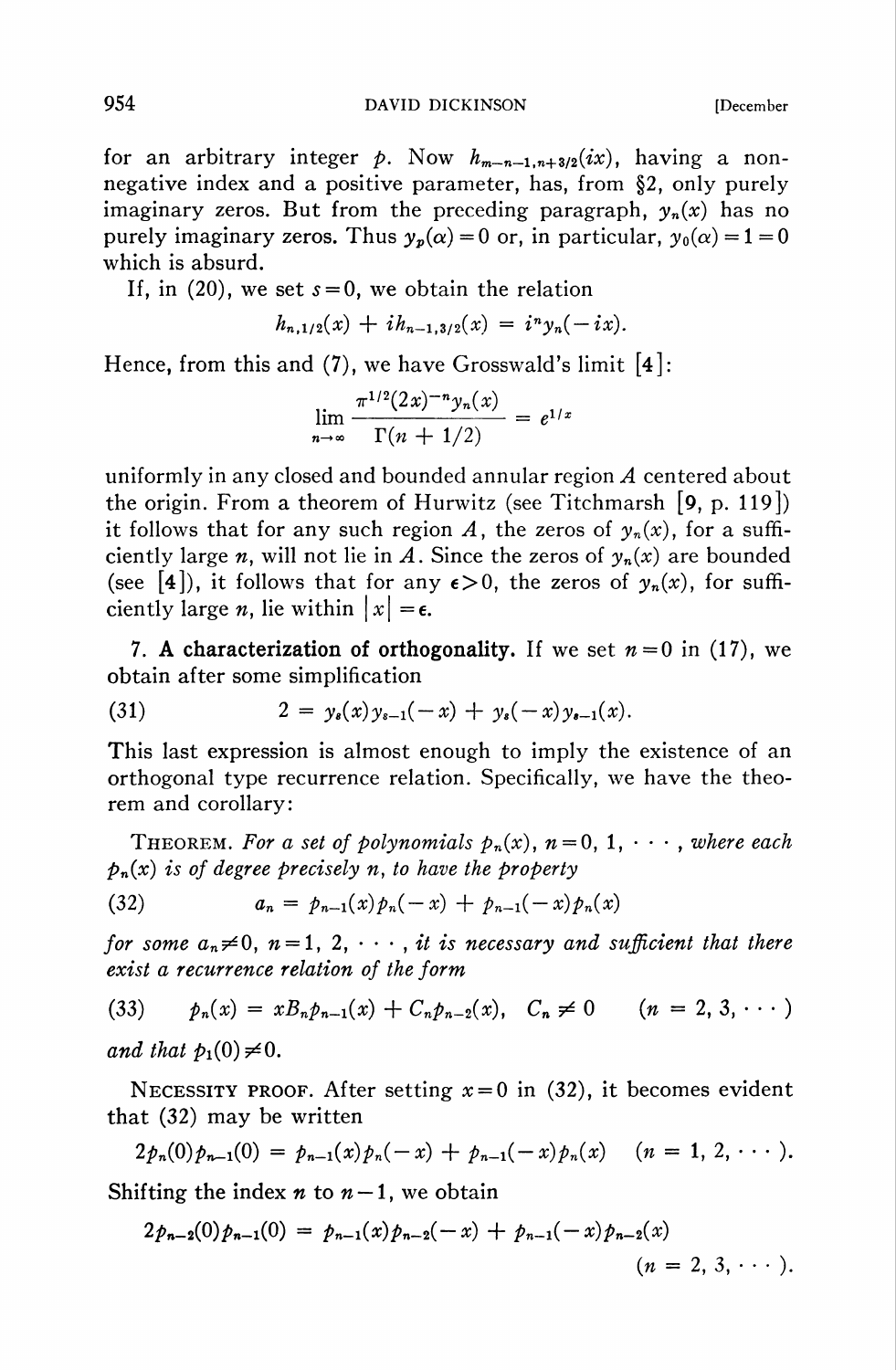for an arbitrary integer $p$. Now $h_{m-n-1,n+3/2}(ix)$, having a non-negative index and a positive parameter, has, from §2, only purely imaginary zeros. But from the preceding paragraph, $y_n(x)$ has no purely imaginary zeros. Thus $y_p(\alpha)=0$ or, in particular, $y_0(\alpha)=1=0$ which is absurd.

If, in (20), we set $s=0$, we obtain the relation

$$h_{n,1/2}(x) + ih_{n-1,3/2}(x) = i^n y_n(-ix).$$

Hence, from this and (7), we have Grosswald's limit [4]:

$$\lim_{n\to\infty} \frac{\pi^{1/2}(2x)^{-n}y_n(x)}{\Gamma(n+1/2)} = e^{1/x}$$

uniformly in any closed and bounded annular region $A$ centered about the origin. From a theorem of Hurwitz (see Titchmarsh [9, p. 119]) it follows that for any such region $A$, the zeros of $y_n(x)$, for a sufficiently large $n$, will not lie in $A$. Since the zeros of $y_n(x)$ are bounded (see [4]), it follows that for any $\epsilon>0$, the zeros of $y_n(x)$, for sufficiently large $n$, lie within $|x|=\epsilon$.

**7. A characterization of orthogonality.** If we set $n=0$ in (17), we obtain after some simplification

$$2 = y_s(x)y_{s-1}(-x) + y_s(-x)y_{s-1}(x). \tag{31}$$

This last expression is almost enough to imply the existence of an orthogonal type recurrence relation. Specifically, we have the theorem and corollary:

THEOREM. *For a set of polynomials $p_n(x)$, $n=0, 1, \cdots$, where each $p_n(x)$ is of degree precisely $n$, to have the property*

$$a_n = p_{n-1}(x)p_n(-x) + p_{n-1}(-x)p_n(x) \tag{32}$$

*for some $a_n \neq 0$, $n=1, 2, \cdots$, it is necessary and sufficient that there exist a recurrence relation of the form*

$$p_n(x) = xB_n p_{n-1}(x) + C_n p_{n-2}(x), \quad C_n \neq 0 \qquad (n=2, 3, \cdots) \tag{33}$$

*and that $p_1(0)\neq 0$.*

NECESSITY PROOF. After setting $x=0$ in (32), it becomes evident that (32) may be written

$$2p_n(0)p_{n-1}(0) = p_{n-1}(x)p_n(-x) + p_{n-1}(-x)p_n(x) \quad (n=1, 2, \cdots).$$

Shifting the index $n$ to $n-1$, we obtain

$$2p_{n-2}(0)p_{n-1}(0) = p_{n-1}(x)p_{n-2}(-x) + p_{n-1}(-x)p_{n-2}(x) \qquad (n=2, 3, \cdots).$$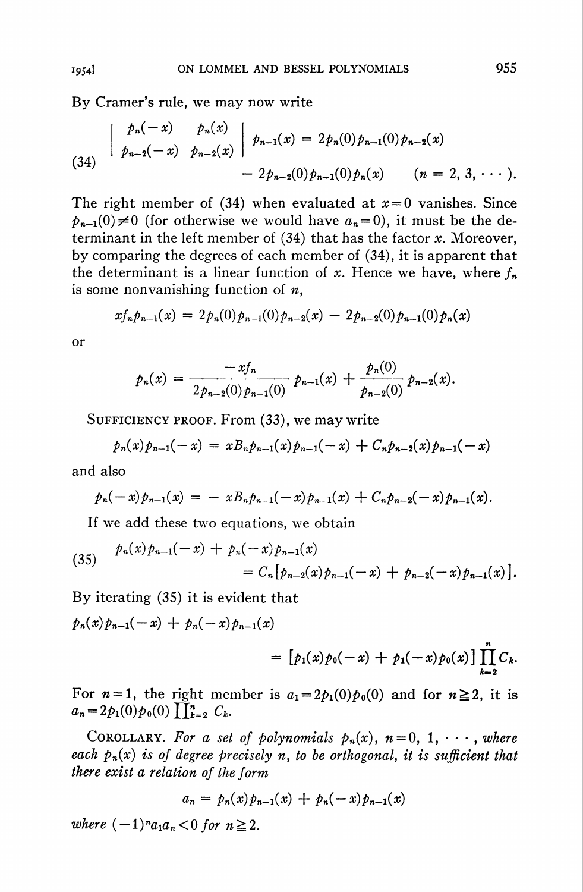By Cramer's rule, we may now write

$$
\begin{vmatrix} p_n(-x) & p_n(x) \\ p_{n-2}(-x) & p_{n-2}(x) \end{vmatrix} p_{n-1}(x) = 2p_n(0)p_{n-1}(0)p_{n-2}(x) - 2p_{n-2}(0)p_{n-1}(0)p_n(x) \qquad (n = 2, 3, \cdots). \tag{34}
$$

The right member of (34) when evaluated at $x=0$ vanishes. Since $p_{n-1}(0) \neq 0$ (for otherwise we would have $a_n = 0$), it must be the determinant in the left member of (34) that has the factor $x$. Moreover, by comparing the degrees of each member of (34), it is apparent that the determinant is a linear function of $x$. Hence we have, where $f_n$ is some nonvanishing function of $n$,

$$
xf_n p_{n-1}(x) = 2p_n(0)p_{n-1}(0)p_{n-2}(x) - 2p_{n-2}(0)p_{n-1}(0)p_n(x)
$$

or

$$
p_n(x) = \frac{-xf_n}{2p_{n-2}(0)p_{n-1}(0)} p_{n-1}(x) + \frac{p_n(0)}{p_{n-2}(0)} p_{n-2}(x).
$$

Sufficiency proof. From (33), we may write

$$
p_n(x)p_{n-1}(-x) = xB_n p_{n-1}(x)p_{n-1}(-x) + C_n p_{n-2}(x)p_{n-1}(-x)
$$

and also

$$
p_n(-x)p_{n-1}(x) = -xB_n p_{n-1}(-x)p_{n-1}(x) + C_n p_{n-2}(-x)p_{n-1}(x).
$$

If we add these two equations, we obtain

$$
p_n(x)p_{n-1}(-x) + p_n(-x)p_{n-1}(x) = C_n\left[p_{n-2}(x)p_{n-1}(-x) + p_{n-2}(-x)p_{n-1}(x)\right]. \tag{35}
$$

By iterating (35) it is evident that

$$
p_n(x)p_{n-1}(-x) + p_n(-x)p_{n-1}(x) = \left[p_1(x)p_0(-x) + p_1(-x)p_0(x)\right]\prod_{k=2}^{n} C_k.
$$

For $n=1$, the right member is $a_1 = 2p_1(0)p_0(0)$ and for $n \geqq 2$, it is $a_n = 2p_1(0)p_0(0)\prod_{k=2}^{n} C_k$.

Corollary. *For a set of polynomials $p_n(x)$, $n = 0, 1, \cdots$, where each $p_n(x)$ is of degree precisely $n$, to be orthogonal, it is sufficient that there exist a relation of the form*

$$
a_n = p_n(x)p_{n-1}(x) + p_n(-x)p_{n-1}(x)
$$

*where $(-1)^n a_1 a_n < 0$ for $n \geqq 2$.*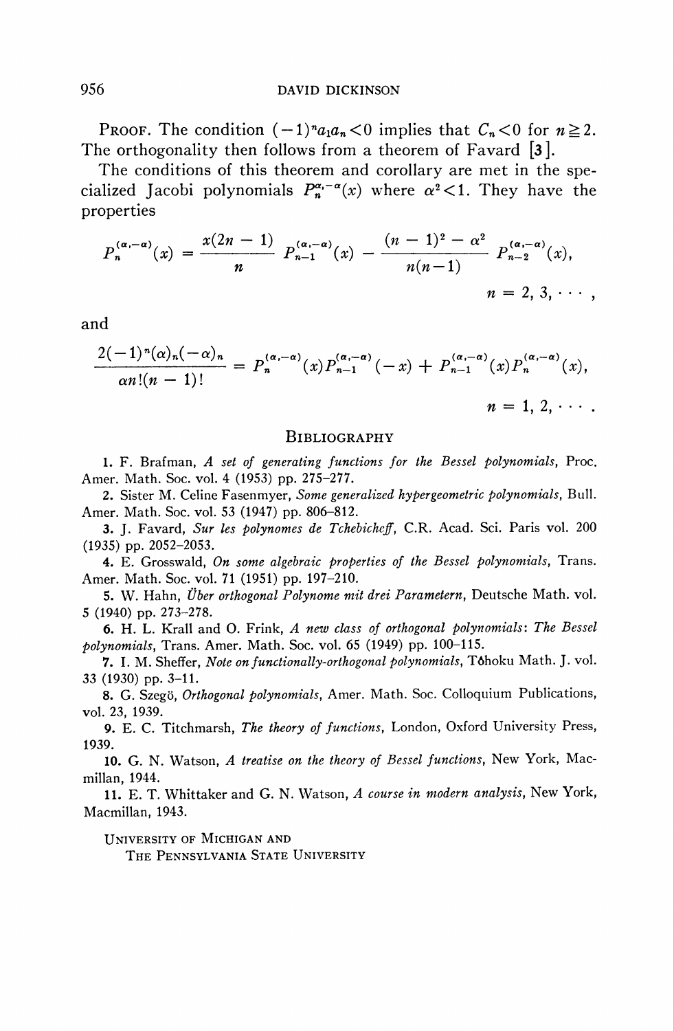PROOF. The condition $(-1)^n a_1 a_n < 0$ implies that $C_n < 0$ for $n \geqq 2$. The orthogonality then follows from a theorem of Favard [3].

The conditions of this theorem and corollary are met in the specialized Jacobi polynomials $P_n^{\alpha,-\alpha}(x)$ where $\alpha^2 < 1$. They have the properties

$$P_n^{(\alpha,-\alpha)}(x) = \frac{x(2n-1)}{n} P_{n-1}^{(\alpha,-\alpha)}(x) - \frac{(n-1)^2 - \alpha^2}{n(n-1)} P_{n-2}^{(\alpha,-\alpha)}(x), \qquad n = 2, 3, \cdots,$$

and

$$\frac{2(-1)^n(\alpha)_n(-\alpha)_n}{\alpha n!(n-1)!} = P_n^{(\alpha,-\alpha)}(x) P_{n-1}^{(\alpha,-\alpha)}(-x) + P_{n-1}^{(\alpha,-\alpha)}(x) P_n^{(\alpha,-\alpha)}(x), \qquad n = 1, 2, \cdots.$$

## BIBLIOGRAPHY

1. F. Brafman, *A set of generating functions for the Bessel polynomials*, Proc. Amer. Math. Soc. vol. 4 (1953) pp. 275–277.

2. Sister M. Celine Fasenmyer, *Some generalized hypergeometric polynomials*, Bull. Amer. Math. Soc. vol. 53 (1947) pp. 806–812.

3. J. Favard, *Sur les polynomes de Tchebicheff*, C.R. Acad. Sci. Paris vol. 200 (1935) pp. 2052–2053.

4. E. Grosswald, *On some algebraic properties of the Bessel polynomials*, Trans. Amer. Math. Soc. vol. 71 (1951) pp. 197–210.

5. W. Hahn, *Über orthogonal Polynome mit drei Parametern*, Deutsche Math. vol. 5 (1940) pp. 273–278.

6. H. L. Krall and O. Frink, *A new class of orthogonal polynomials: The Bessel polynomials*, Trans. Amer. Math. Soc. vol. 65 (1949) pp. 100–115.

7. I. M. Sheffer, *Note on functionally-orthogonal polynomials*, Tôhoku Math. J. vol. 33 (1930) pp. 3–11.

8. G. Szegö, *Orthogonal polynomials*, Amer. Math. Soc. Colloquium Publications, vol. 23, 1939.

9. E. C. Titchmarsh, *The theory of functions*, London, Oxford University Press, 1939.

10. G. N. Watson, *A treatise on the theory of Bessel functions*, New York, Macmillan, 1944.

11. E. T. Whittaker and G. N. Watson, *A course in modern analysis*, New York, Macmillan, 1943.

UNIVERSITY OF MICHIGAN AND
THE PENNSYLVANIA STATE UNIVERSITY